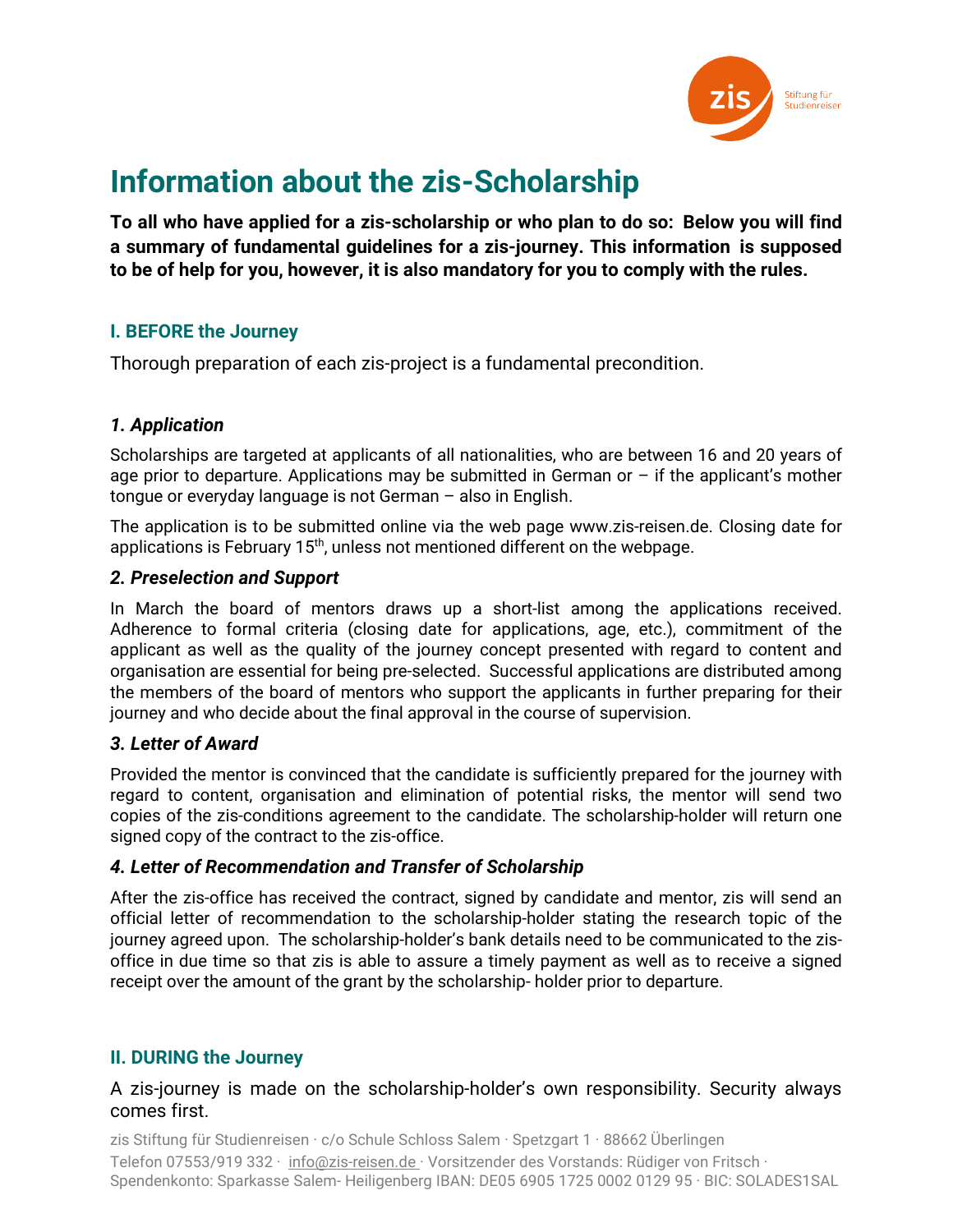# Information about the zis-Scholarship

**To all who have applied for a zis-scholarship or who plan to do so: Below you will find a summary of fundamental guidelines for a zis-journey. This information is supposed to be of help for you, however, it is also mandatory for you to comply with the rules.**

## I. BEFORE the Journey

Thorough preparation of each zis-project is a fundamental precondition.

### *1. Application*

Scholarships are targeted at applicants of all nationalities, who are between 16 and 20 years of age prior to departure. Applications may be submitted in German or – if the applicant's mother tongue or everyday language is not German – also in English.

The application is to be submitted online via the web page www.zis-reisen.de. Closing date for applications is February 15th, unless not mentioned different on the webpage.

### *2. Preselection and Support*

In March the board of mentors draws up a short-list among the applications received. Adherence to formal criteria (closing date for applications, age, etc.), commitment of the applicant as well as the quality of the journey concept presented with regard to content and organisation are essential for being pre-selected. Successful applications are distributed among the members of the board of mentors who support the applicants in further preparing for their journey and who decide about the final approval in the course of supervision.

### *3. Letter of Award*

Provided the mentor is convinced that the candidate is sufficiently prepared for the journey with regard to content, organisation and elimination of potential risks, the mentor will send two copies of the zis-conditions agreement to the candidate. The scholarship-holder will return one signed copy of the contract to the zis-office.

### *4. Letter of Recommendation and Transfer of Scholarship*

After the zis-office has received the contract, signed by candidate and mentor, zis will send an official letter of recommendation to the scholarship-holder stating the research topic of the journey agreed upon. The scholarship-holder's bank details need to be communicated to the zis-office in due time so that zis is able to assure a timely payment as well as to receive a signed receipt over the amount of the grant by the scholarship- holder prior to departure.

## II. DURING the Journey

A zis-journey is made on the scholarship-holder's own responsibility. Security always comes first.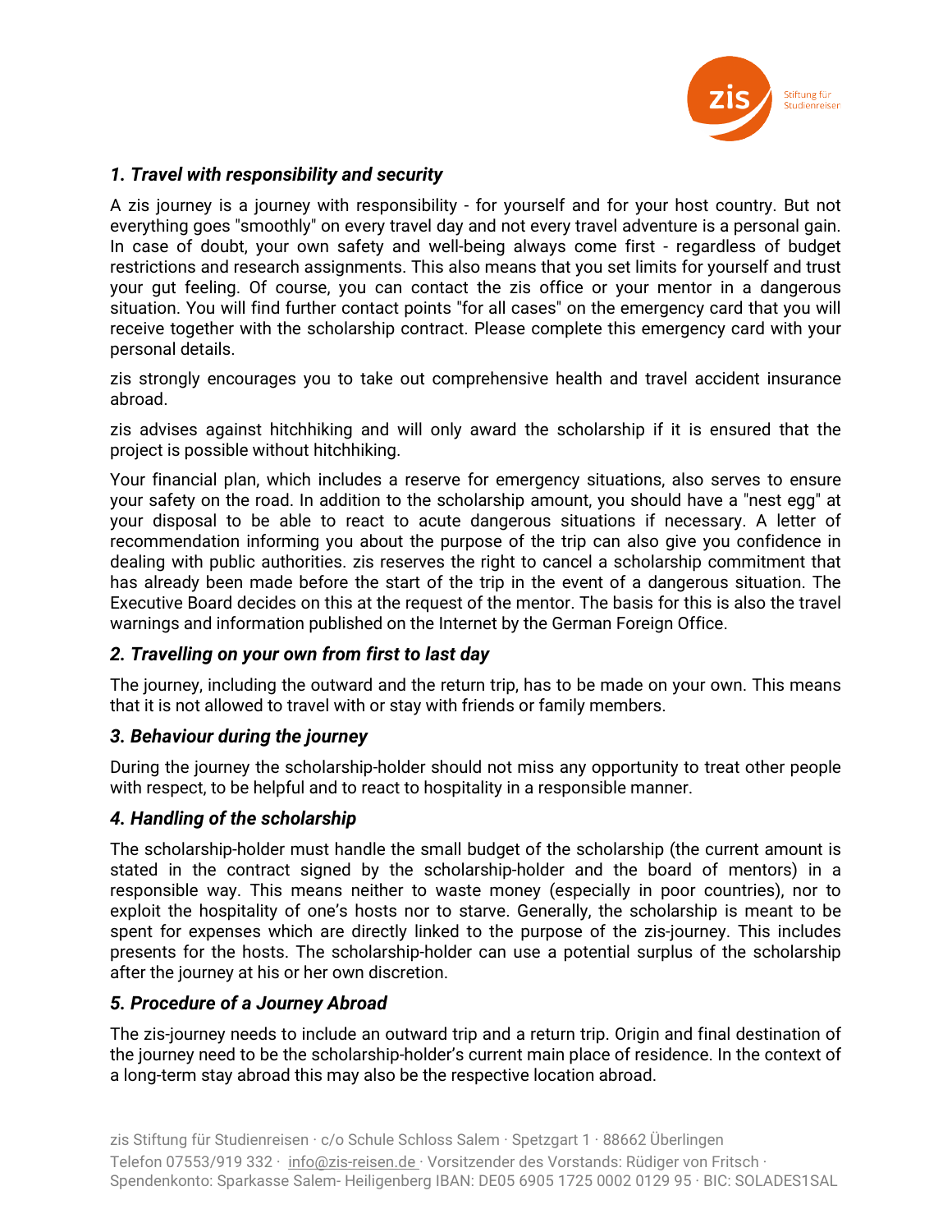## *1. Travel with responsibility and security*

A zis journey is a journey with responsibility - for yourself and for your host country. But not everything goes "smoothly" on every travel day and not every travel adventure is a personal gain. In case of doubt, your own safety and well-being always come first - regardless of budget restrictions and research assignments. This also means that you set limits for yourself and trust your gut feeling. Of course, you can contact the zis office or your mentor in a dangerous situation. You will find further contact points "for all cases" on the emergency card that you will receive together with the scholarship contract. Please complete this emergency card with your personal details.

zis strongly encourages you to take out comprehensive health and travel accident insurance abroad.

zis advises against hitchhiking and will only award the scholarship if it is ensured that the project is possible without hitchhiking.

Your financial plan, which includes a reserve for emergency situations, also serves to ensure your safety on the road. In addition to the scholarship amount, you should have a "nest egg" at your disposal to be able to react to acute dangerous situations if necessary. A letter of recommendation informing you about the purpose of the trip can also give you confidence in dealing with public authorities. zis reserves the right to cancel a scholarship commitment that has already been made before the start of the trip in the event of a dangerous situation. The Executive Board decides on this at the request of the mentor. The basis for this is also the travel warnings and information published on the Internet by the German Foreign Office.

## *2. Travelling on your own from first to last day*

The journey, including the outward and the return trip, has to be made on your own. This means that it is not allowed to travel with or stay with friends or family members.

## *3. Behaviour during the journey*

During the journey the scholarship-holder should not miss any opportunity to treat other people with respect, to be helpful and to react to hospitality in a responsible manner.

## *4. Handling of the scholarship*

The scholarship-holder must handle the small budget of the scholarship (the current amount is stated in the contract signed by the scholarship-holder and the board of mentors) in a responsible way. This means neither to waste money (especially in poor countries), nor to exploit the hospitality of one's hosts nor to starve. Generally, the scholarship is meant to be spent for expenses which are directly linked to the purpose of the zis-journey. This includes presents for the hosts. The scholarship-holder can use a potential surplus of the scholarship after the journey at his or her own discretion.

## *5. Procedure of a Journey Abroad*

The zis-journey needs to include an outward trip and a return trip. Origin and final destination of the journey need to be the scholarship-holder's current main place of residence. In the context of a long-term stay abroad this may also be the respective location abroad.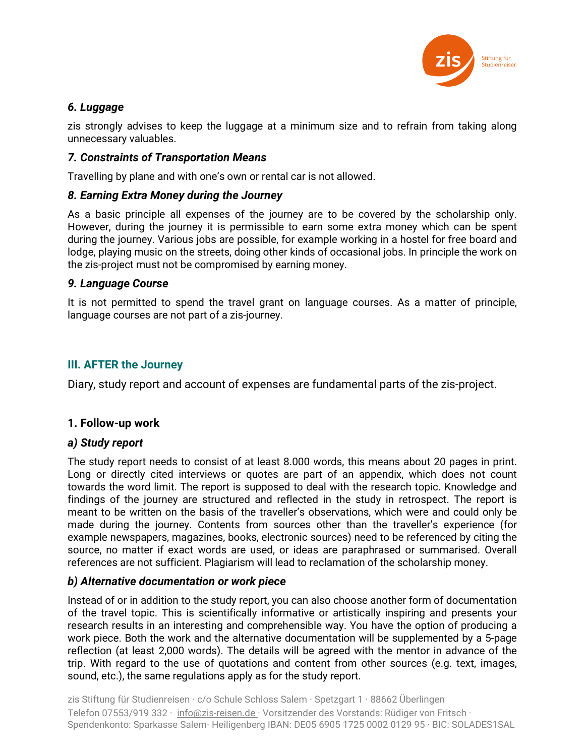### *6. Luggage*

zis strongly advises to keep the luggage at a minimum size and to refrain from taking along unnecessary valuables.

### *7. Constraints of Transportation Means*

Travelling by plane and with one's own or rental car is not allowed.

### *8. Earning Extra Money during the Journey*

As a basic principle all expenses of the journey are to be covered by the scholarship only. However, during the journey it is permissible to earn some extra money which can be spent during the journey. Various jobs are possible, for example working in a hostel for free board and lodge, playing music on the streets, doing other kinds of occasional jobs. In principle the work on the zis-project must not be compromised by earning money.

### *9. Language Course*

It is not permitted to spend the travel grant on language courses. As a matter of principle, language courses are not part of a zis-journey.

## III. AFTER the Journey

Diary, study report and account of expenses are fundamental parts of the zis-project.

### 1. Follow-up work

#### *a) Study report*

The study report needs to consist of at least 8.000 words, this means about 20 pages in print. Long or directly cited interviews or quotes are part of an appendix, which does not count towards the word limit. The report is supposed to deal with the research topic. Knowledge and findings of the journey are structured and reflected in the study in retrospect. The report is meant to be written on the basis of the traveller's observations, which were and could only be made during the journey. Contents from sources other than the traveller's experience (for example newspapers, magazines, books, electronic sources) need to be referenced by citing the source, no matter if exact words are used, or ideas are paraphrased or summarised. Overall references are not sufficient. Plagiarism will lead to reclamation of the scholarship money.

#### *b) Alternative documentation or work piece*

Instead of or in addition to the study report, you can also choose another form of documentation of the travel topic. This is scientifically informative or artistically inspiring and presents your research results in an interesting and comprehensible way. You have the option of producing a work piece. Both the work and the alternative documentation will be supplemented by a 5-page reflection (at least 2,000 words). The details will be agreed with the mentor in advance of the trip. With regard to the use of quotations and content from other sources (e.g. text, images, sound, etc.), the same regulations apply as for the study report.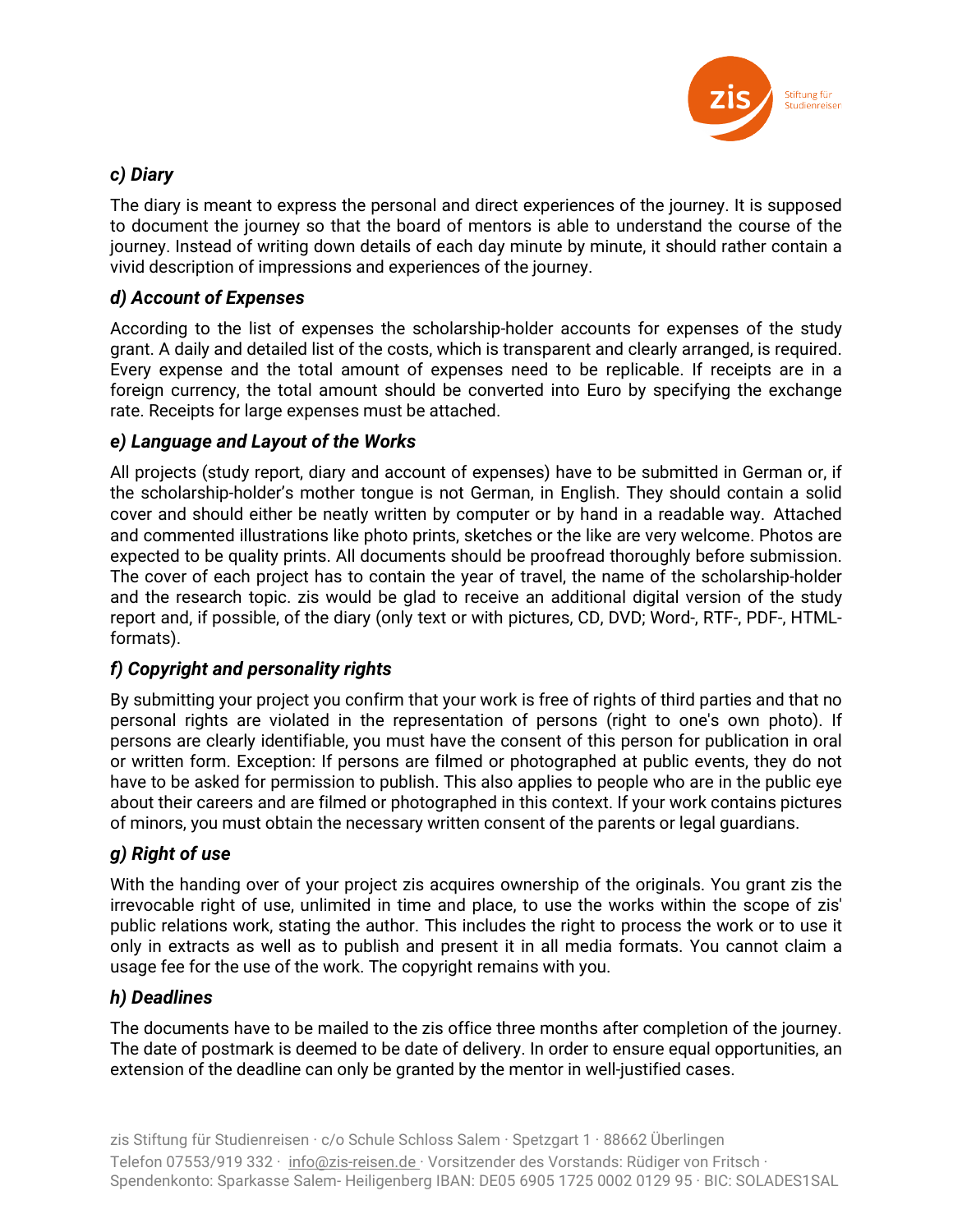### *c) Diary*

The diary is meant to express the personal and direct experiences of the journey. It is supposed to document the journey so that the board of mentors is able to understand the course of the journey. Instead of writing down details of each day minute by minute, it should rather contain a vivid description of impressions and experiences of the journey.

### *d) Account of Expenses*

According to the list of expenses the scholarship-holder accounts for expenses of the study grant. A daily and detailed list of the costs, which is transparent and clearly arranged, is required. Every expense and the total amount of expenses need to be replicable. If receipts are in a foreign currency, the total amount should be converted into Euro by specifying the exchange rate. Receipts for large expenses must be attached.

### *e) Language and Layout of the Works*

All projects (study report, diary and account of expenses) have to be submitted in German or, if the scholarship-holder's mother tongue is not German, in English. They should contain a solid cover and should either be neatly written by computer or by hand in a readable way. Attached and commented illustrations like photo prints, sketches or the like are very welcome. Photos are expected to be quality prints. All documents should be proofread thoroughly before submission. The cover of each project has to contain the year of travel, the name of the scholarship-holder and the research topic. zis would be glad to receive an additional digital version of the study report and, if possible, of the diary (only text or with pictures, CD, DVD; Word-, RTF-, PDF-, HTML-formats).

### *f) Copyright and personality rights*

By submitting your project you confirm that your work is free of rights of third parties and that no personal rights are violated in the representation of persons (right to one's own photo). If persons are clearly identifiable, you must have the consent of this person for publication in oral or written form. Exception: If persons are filmed or photographed at public events, they do not have to be asked for permission to publish. This also applies to people who are in the public eye about their careers and are filmed or photographed in this context. If your work contains pictures of minors, you must obtain the necessary written consent of the parents or legal guardians.

### *g) Right of use*

With the handing over of your project zis acquires ownership of the originals. You grant zis the irrevocable right of use, unlimited in time and place, to use the works within the scope of zis' public relations work, stating the author. This includes the right to process the work or to use it only in extracts as well as to publish and present it in all media formats. You cannot claim a usage fee for the use of the work. The copyright remains with you.

### *h) Deadlines*

The documents have to be mailed to the zis office three months after completion of the journey. The date of postmark is deemed to be date of delivery. In order to ensure equal opportunities, an extension of the deadline can only be granted by the mentor in well-justified cases.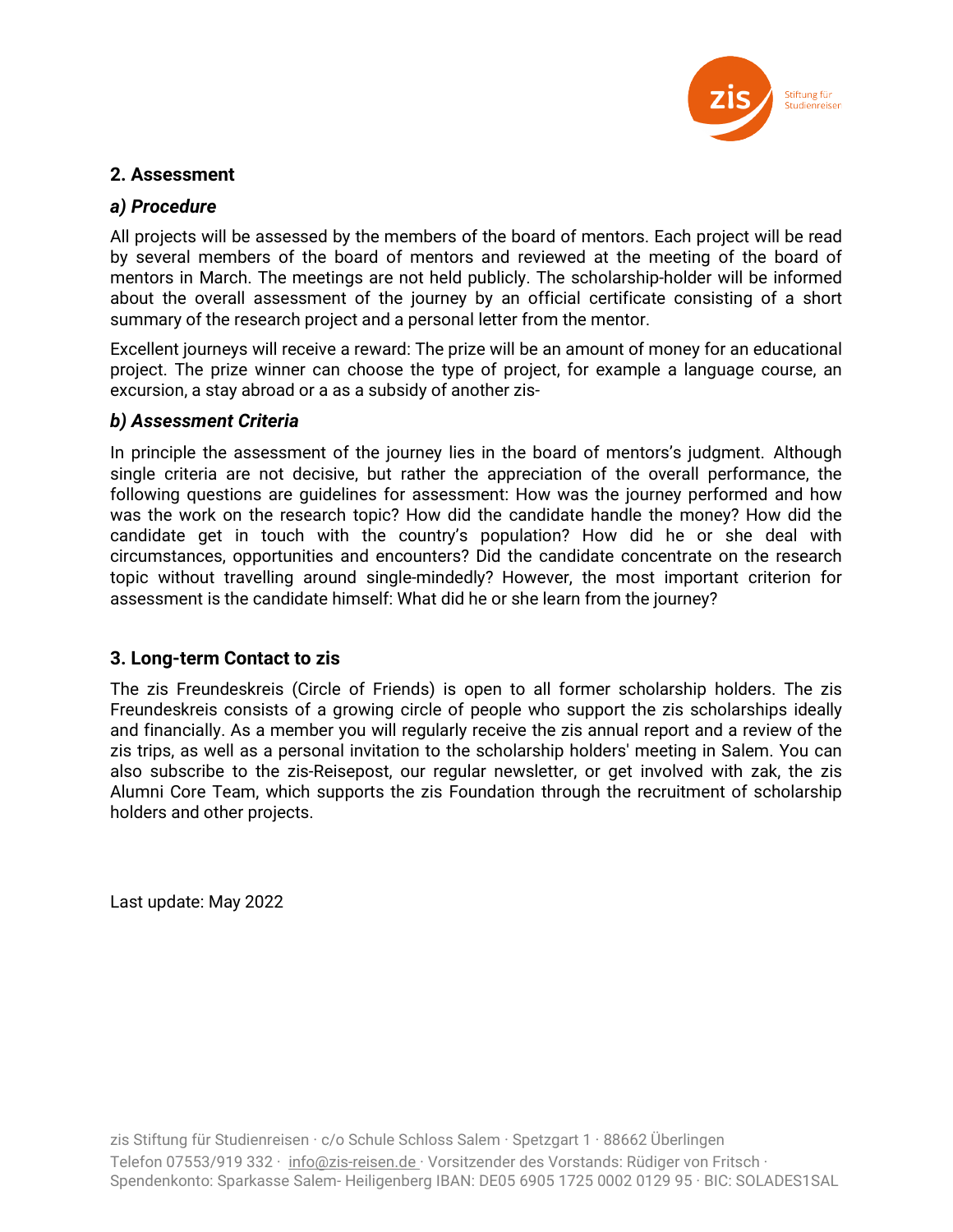## 2. Assessment

### *a) Procedure*

All projects will be assessed by the members of the board of mentors. Each project will be read by several members of the board of mentors and reviewed at the meeting of the board of mentors in March. The meetings are not held publicly. The scholarship-holder will be informed about the overall assessment of the journey by an official certificate consisting of a short summary of the research project and a personal letter from the mentor.

Excellent journeys will receive a reward: The prize will be an amount of money for an educational project. The prize winner can choose the type of project, for example a language course, an excursion, a stay abroad or a as a subsidy of another zis-

### *b) Assessment Criteria*

In principle the assessment of the journey lies in the board of mentors's judgment. Although single criteria are not decisive, but rather the appreciation of the overall performance, the following questions are guidelines for assessment: How was the journey performed and how was the work on the research topic? How did the candidate handle the money? How did the candidate get in touch with the country's population? How did he or she deal with circumstances, opportunities and encounters? Did the candidate concentrate on the research topic without travelling around single-mindedly? However, the most important criterion for assessment is the candidate himself: What did he or she learn from the journey?

## 3. Long-term Contact to zis

The zis Freundeskreis (Circle of Friends) is open to all former scholarship holders. The zis Freundeskreis consists of a growing circle of people who support the zis scholarships ideally and financially. As a member you will regularly receive the zis annual report and a review of the zis trips, as well as a personal invitation to the scholarship holders' meeting in Salem. You can also subscribe to the zis-Reisepost, our regular newsletter, or get involved with zak, the zis Alumni Core Team, which supports the zis Foundation through the recruitment of scholarship holders and other projects.

Last update: May 2022